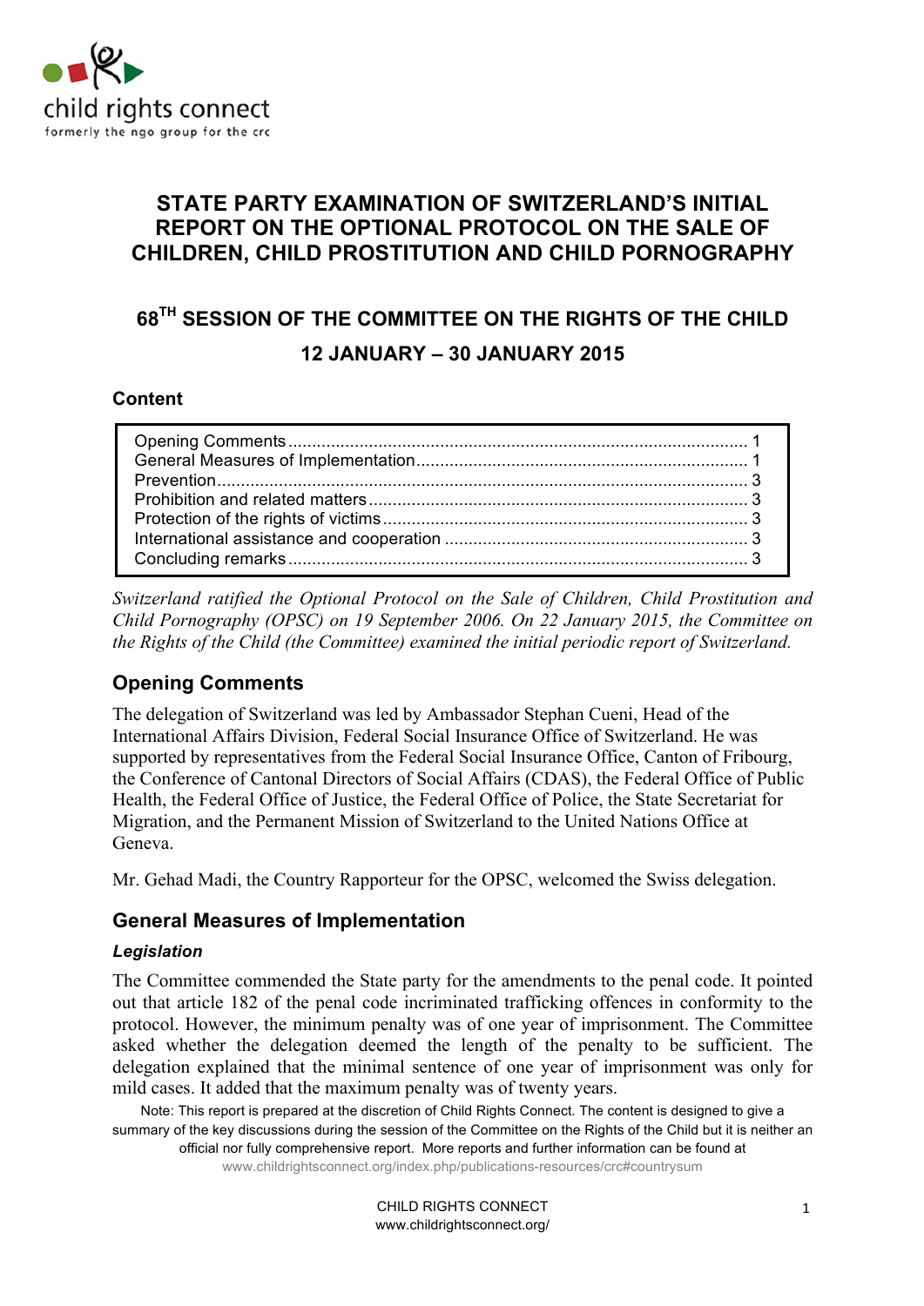child rights connect
formerly the ngo group for the crc

# STATE PARTY EXAMINATION OF SWITZERLAND'S INITIAL REPORT ON THE OPTIONAL PROTOCOL ON THE SALE OF CHILDREN, CHILD PROSTITUTION AND CHILD PORNOGRAPHY

## 68TH SESSION OF THE COMMITTEE ON THE RIGHTS OF THE CHILD

## 12 JANUARY – 30 JANUARY 2015

### Content

| | |
|---|---|
| Opening Comments | 1 |
| General Measures of Implementation | 1 |
| Prevention | 3 |
| Prohibition and related matters | 3 |
| Protection of the rights of victims | 3 |
| International assistance and cooperation | 3 |
| Concluding remarks | 3 |

*Switzerland ratified the Optional Protocol on the Sale of Children, Child Prostitution and Child Pornography (OPSC) on 19 September 2006. On 22 January 2015, the Committee on the Rights of the Child (the Committee) examined the initial periodic report of Switzerland.*

## Opening Comments

The delegation of Switzerland was led by Ambassador Stephan Cueni, Head of the International Affairs Division, Federal Social Insurance Office of Switzerland. He was supported by representatives from the Federal Social Insurance Office, Canton of Fribourg, the Conference of Cantonal Directors of Social Affairs (CDAS), the Federal Office of Public Health, the Federal Office of Justice, the Federal Office of Police, the State Secretariat for Migration, and the Permanent Mission of Switzerland to the United Nations Office at Geneva.

Mr. Gehad Madi, the Country Rapporteur for the OPSC, welcomed the Swiss delegation.

## General Measures of Implementation

### *Legislation*

The Committee commended the State party for the amendments to the penal code. It pointed out that article 182 of the penal code incriminated trafficking offences in conformity to the protocol. However, the minimum penalty was of one year of imprisonment. The Committee asked whether the delegation deemed the length of the penalty to be sufficient. The delegation explained that the minimal sentence of one year of imprisonment was only for mild cases. It added that the maximum penalty was of twenty years.

Note: This report is prepared at the discretion of Child Rights Connect. The content is designed to give a summary of the key discussions during the session of the Committee on the Rights of the Child but it is neither an official nor fully comprehensive report. More reports and further information can be found at www.childrightsconnect.org/index.php/publications-resources/crc#countrysum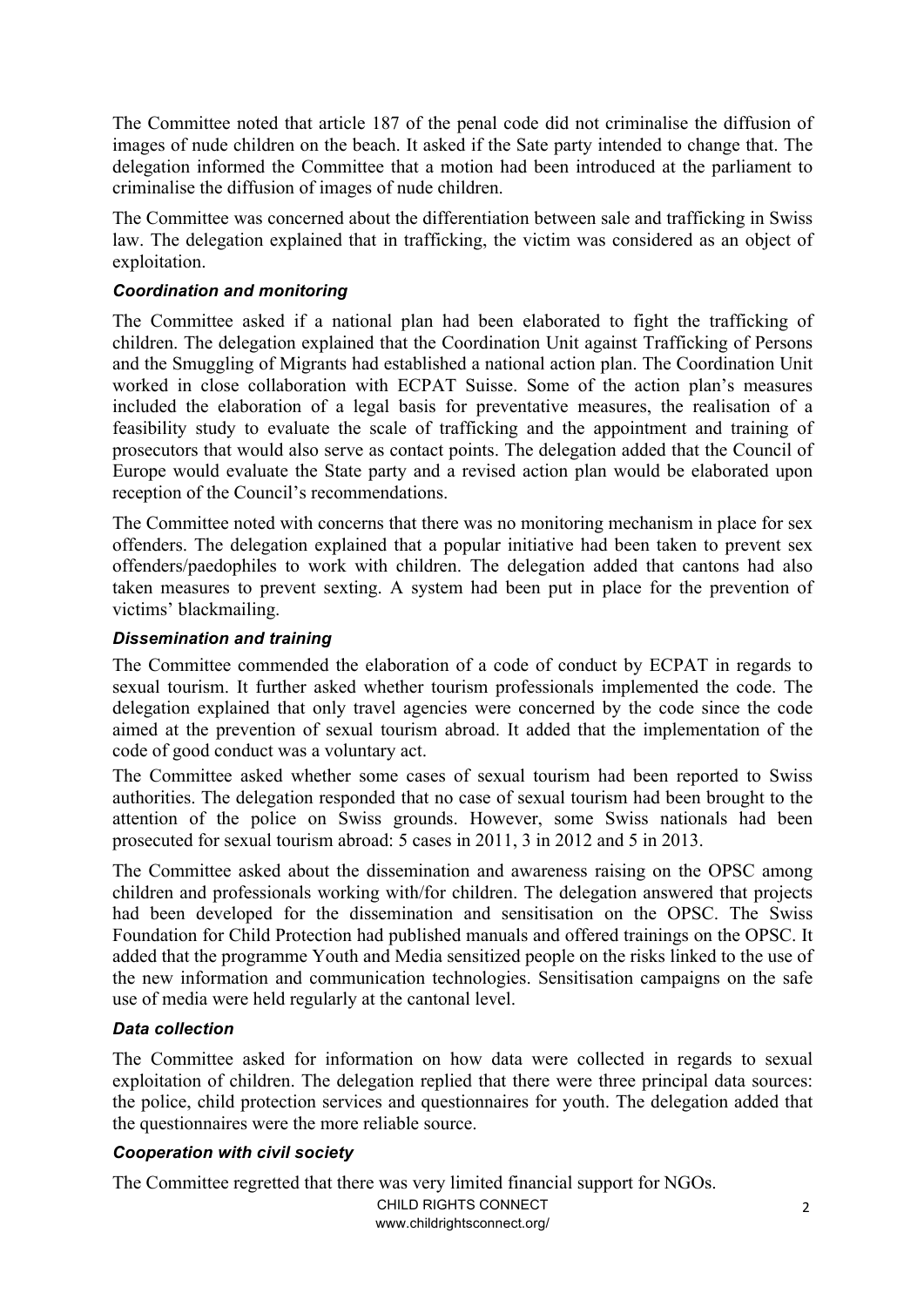The Committee noted that article 187 of the penal code did not criminalise the diffusion of images of nude children on the beach. It asked if the Sate party intended to change that. The delegation informed the Committee that a motion had been introduced at the parliament to criminalise the diffusion of images of nude children.

The Committee was concerned about the differentiation between sale and trafficking in Swiss law. The delegation explained that in trafficking, the victim was considered as an object of exploitation.

### *Coordination and monitoring*

The Committee asked if a national plan had been elaborated to fight the trafficking of children. The delegation explained that the Coordination Unit against Trafficking of Persons and the Smuggling of Migrants had established a national action plan. The Coordination Unit worked in close collaboration with ECPAT Suisse. Some of the action plan's measures included the elaboration of a legal basis for preventative measures, the realisation of a feasibility study to evaluate the scale of trafficking and the appointment and training of prosecutors that would also serve as contact points. The delegation added that the Council of Europe would evaluate the State party and a revised action plan would be elaborated upon reception of the Council's recommendations.

The Committee noted with concerns that there was no monitoring mechanism in place for sex offenders. The delegation explained that a popular initiative had been taken to prevent sex offenders/paedophiles to work with children. The delegation added that cantons had also taken measures to prevent sexting. A system had been put in place for the prevention of victims' blackmailing.

### *Dissemination and training*

The Committee commended the elaboration of a code of conduct by ECPAT in regards to sexual tourism. It further asked whether tourism professionals implemented the code. The delegation explained that only travel agencies were concerned by the code since the code aimed at the prevention of sexual tourism abroad. It added that the implementation of the code of good conduct was a voluntary act.

The Committee asked whether some cases of sexual tourism had been reported to Swiss authorities. The delegation responded that no case of sexual tourism had been brought to the attention of the police on Swiss grounds. However, some Swiss nationals had been prosecuted for sexual tourism abroad: 5 cases in 2011, 3 in 2012 and 5 in 2013.

The Committee asked about the dissemination and awareness raising on the OPSC among children and professionals working with/for children. The delegation answered that projects had been developed for the dissemination and sensitisation on the OPSC. The Swiss Foundation for Child Protection had published manuals and offered trainings on the OPSC. It added that the programme Youth and Media sensitized people on the risks linked to the use of the new information and communication technologies. Sensitisation campaigns on the safe use of media were held regularly at the cantonal level.

### *Data collection*

The Committee asked for information on how data were collected in regards to sexual exploitation of children. The delegation replied that there were three principal data sources: the police, child protection services and questionnaires for youth. The delegation added that the questionnaires were the more reliable source.

### *Cooperation with civil society*

The Committee regretted that there was very limited financial support for NGOs.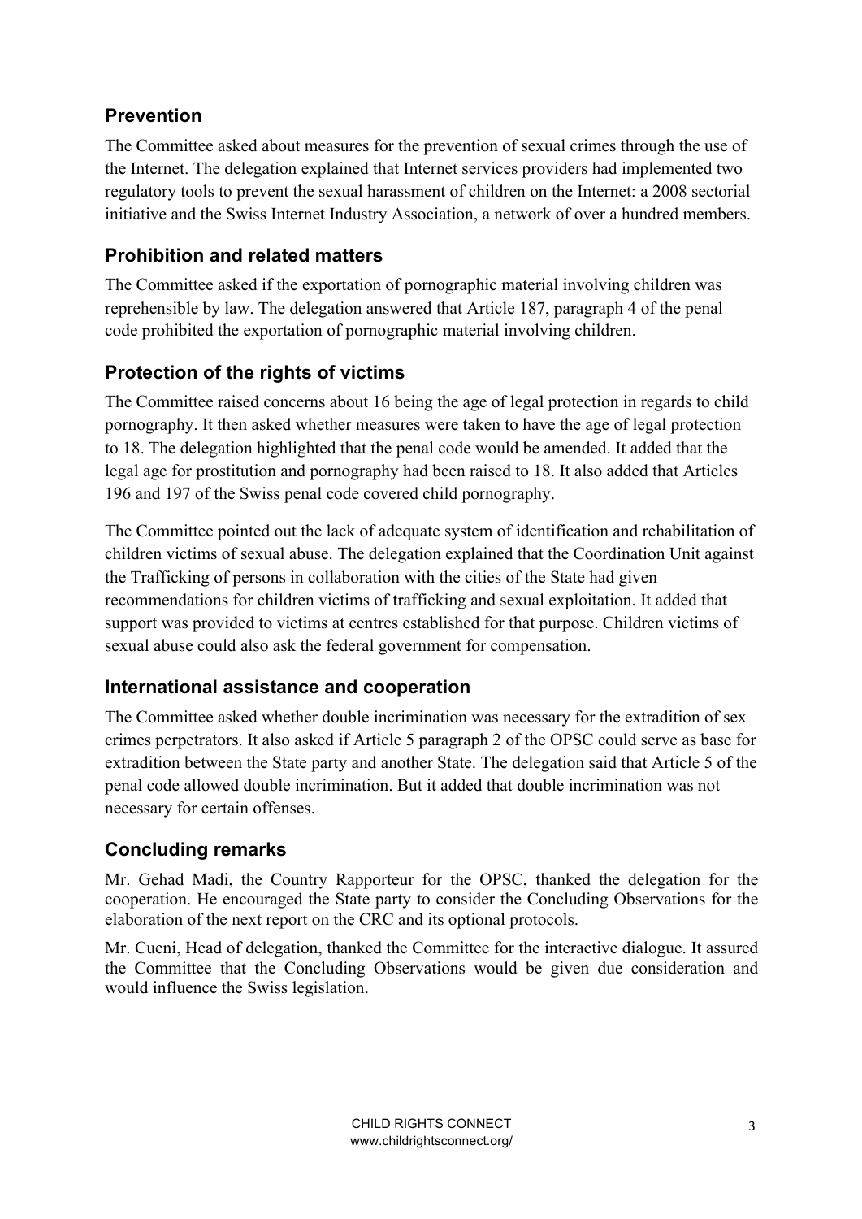## Prevention

The Committee asked about measures for the prevention of sexual crimes through the use of the Internet. The delegation explained that Internet services providers had implemented two regulatory tools to prevent the sexual harassment of children on the Internet: a 2008 sectorial initiative and the Swiss Internet Industry Association, a network of over a hundred members.

## Prohibition and related matters

The Committee asked if the exportation of pornographic material involving children was reprehensible by law. The delegation answered that Article 187, paragraph 4 of the penal code prohibited the exportation of pornographic material involving children.

## Protection of the rights of victims

The Committee raised concerns about 16 being the age of legal protection in regards to child pornography. It then asked whether measures were taken to have the age of legal protection to 18. The delegation highlighted that the penal code would be amended. It added that the legal age for prostitution and pornography had been raised to 18. It also added that Articles 196 and 197 of the Swiss penal code covered child pornography.

The Committee pointed out the lack of adequate system of identification and rehabilitation of children victims of sexual abuse. The delegation explained that the Coordination Unit against the Trafficking of persons in collaboration with the cities of the State had given recommendations for children victims of trafficking and sexual exploitation. It added that support was provided to victims at centres established for that purpose. Children victims of sexual abuse could also ask the federal government for compensation.

## International assistance and cooperation

The Committee asked whether double incrimination was necessary for the extradition of sex crimes perpetrators. It also asked if Article 5 paragraph 2 of the OPSC could serve as base for extradition between the State party and another State. The delegation said that Article 5 of the penal code allowed double incrimination. But it added that double incrimination was not necessary for certain offenses.

## Concluding remarks

Mr. Gehad Madi, the Country Rapporteur for the OPSC, thanked the delegation for the cooperation. He encouraged the State party to consider the Concluding Observations for the elaboration of the next report on the CRC and its optional protocols.

Mr. Cueni, Head of delegation, thanked the Committee for the interactive dialogue. It assured the Committee that the Concluding Observations would be given due consideration and would influence the Swiss legislation.